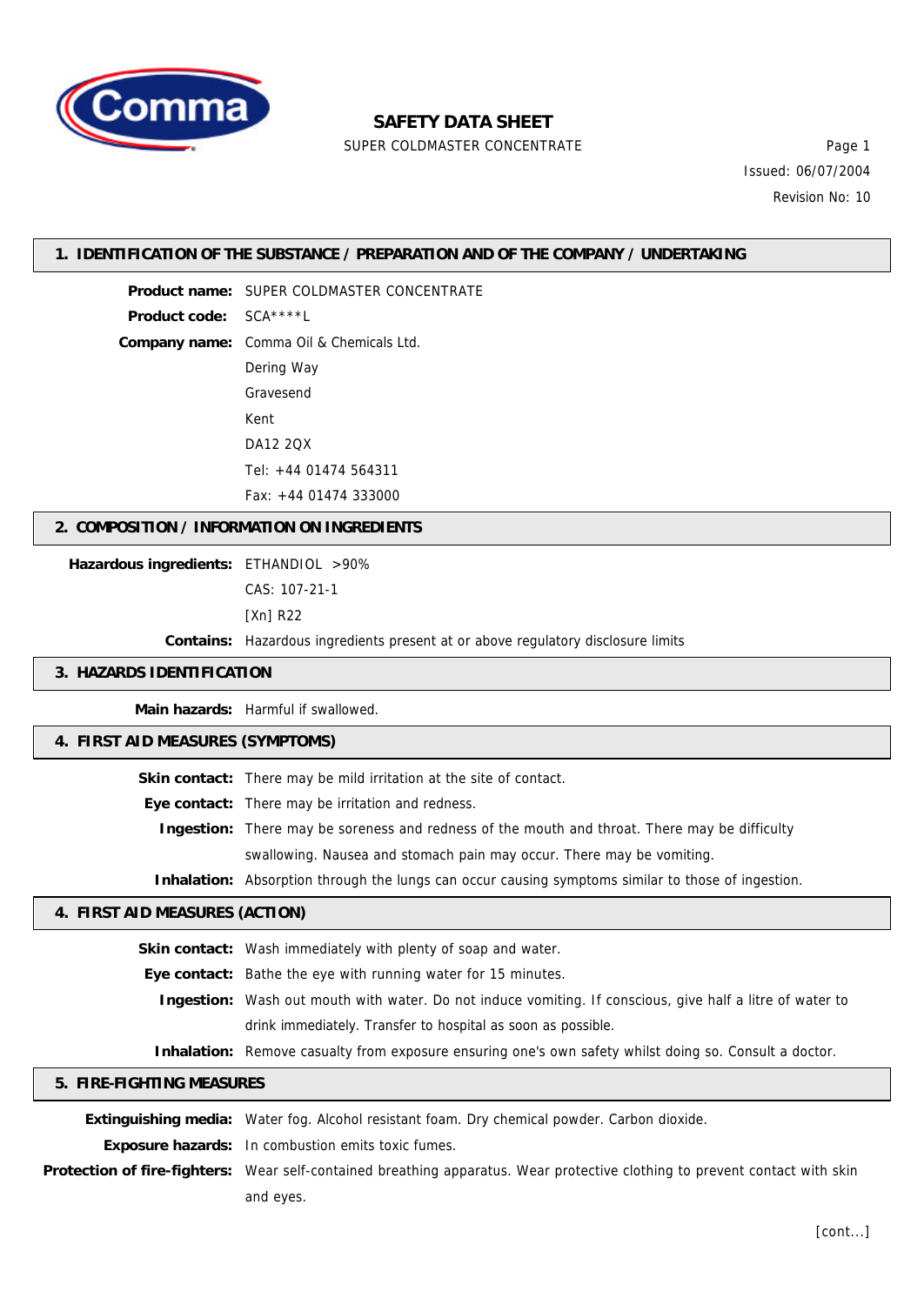# SAFETY DATA SHEET

SUPER COLDMASTER CONCENTRATE

Issued: 06/07/2004

Revision No: 10

## 1. IDENTIFICATION OF THE SUBSTANCE / PREPARATION AND OF THE COMPANY / UNDERTAKING

**Product name:** SUPER COLDMASTER CONCENTRATE

**Product code:** SCA****L

**Company name:** Comma Oil & Chemicals Ltd.
Dering Way
Gravesend
Kent
DA12 2QX
Tel: +44 01474 564311
Fax: +44 01474 333000

## 2. COMPOSITION / INFORMATION ON INGREDIENTS

**Hazardous ingredients:** ETHANDIOL >90%
CAS: 107-21-1
[Xn] R22

**Contains:** Hazardous ingredients present at or above regulatory disclosure limits

## 3. HAZARDS IDENTIFICATION

**Main hazards:** Harmful if swallowed.

## 4. FIRST AID MEASURES (SYMPTOMS)

**Skin contact:** There may be mild irritation at the site of contact.

**Eye contact:** There may be irritation and redness.

**Ingestion:** There may be soreness and redness of the mouth and throat. There may be difficulty swallowing. Nausea and stomach pain may occur. There may be vomiting.

**Inhalation:** Absorption through the lungs can occur causing symptoms similar to those of ingestion.

## 4. FIRST AID MEASURES (ACTION)

**Skin contact:** Wash immediately with plenty of soap and water.

**Eye contact:** Bathe the eye with running water for 15 minutes.

**Ingestion:** Wash out mouth with water. Do not induce vomiting. If conscious, give half a litre of water to drink immediately. Transfer to hospital as soon as possible.

**Inhalation:** Remove casualty from exposure ensuring one's own safety whilst doing so. Consult a doctor.

## 5. FIRE-FIGHTING MEASURES

**Extinguishing media:** Water fog. Alcohol resistant foam. Dry chemical powder. Carbon dioxide.

**Exposure hazards:** In combustion emits toxic fumes.

**Protection of fire-fighters:** Wear self-contained breathing apparatus. Wear protective clothing to prevent contact with skin and eyes.

[cont...]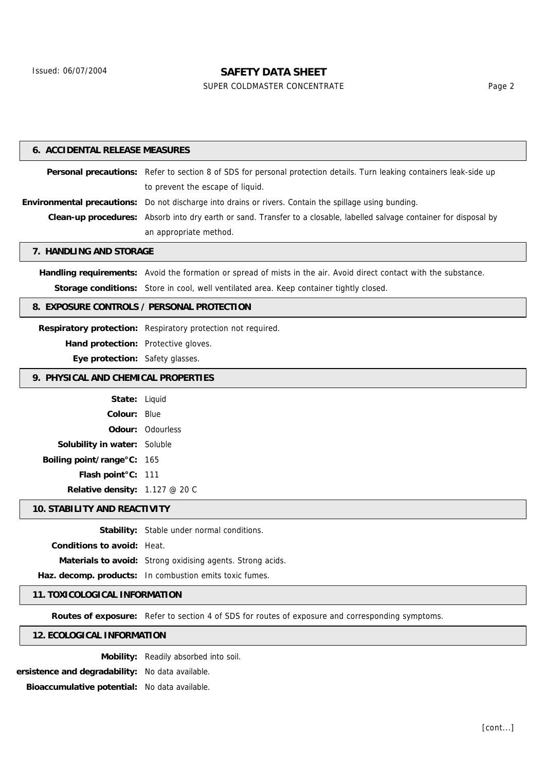## 6. ACCIDENTAL RELEASE MEASURES

**Personal precautions:** Refer to section 8 of SDS for personal protection details. Turn leaking containers leak-side up to prevent the escape of liquid.

**Environmental precautions:** Do not discharge into drains or rivers. Contain the spillage using bunding.

**Clean-up procedures:** Absorb into dry earth or sand. Transfer to a closable, labelled salvage container for disposal by an appropriate method.

## 7. HANDLING AND STORAGE

**Handling requirements:** Avoid the formation or spread of mists in the air. Avoid direct contact with the substance.

**Storage conditions:** Store in cool, well ventilated area. Keep container tightly closed.

## 8. EXPOSURE CONTROLS / PERSONAL PROTECTION

**Respiratory protection:** Respiratory protection not required.

**Hand protection:** Protective gloves.

**Eye protection:** Safety glasses.

## 9. PHYSICAL AND CHEMICAL PROPERTIES

**State:** Liquid

**Colour:** Blue

**Odour:** Odourless

**Solubility in water:** Soluble

**Boiling point/range°C:** 165

**Flash point°C:** 111

**Relative density:** 1.127 @ 20 C

## 10. STABILITY AND REACTIVITY

**Stability:** Stable under normal conditions.

**Conditions to avoid:** Heat.

**Materials to avoid:** Strong oxidising agents. Strong acids.

**Haz. decomp. products:** In combustion emits toxic fumes.

## 11. TOXICOLOGICAL INFORMATION

**Routes of exposure:** Refer to section 4 of SDS for routes of exposure and corresponding symptoms.

## 12. ECOLOGICAL INFORMATION

**Mobility:** Readily absorbed into soil.

**ersistence and degradability:** No data available.

**Bioaccumulative potential:** No data available.

[cont...]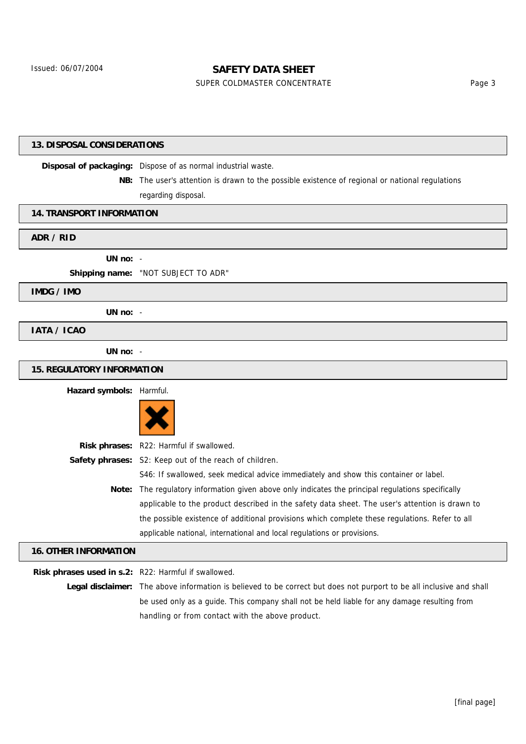## 13. DISPOSAL CONSIDERATIONS

**Disposal of packaging:** Dispose of as normal industrial waste.

**NB:** The user's attention is drawn to the possible existence of regional or national regulations regarding disposal.

## 14. TRANSPORT INFORMATION

### ADR / RID

**UN no:** -

**Shipping name:** "NOT SUBJECT TO ADR"

### IMDG / IMO

**UN no:** -

### IATA / ICAO

**UN no:** -

## 15. REGULATORY INFORMATION

**Hazard symbols:** Harmful.

**Risk phrases:** R22: Harmful if swallowed.

**Safety phrases:** S2: Keep out of the reach of children.

S46: If swallowed, seek medical advice immediately and show this container or label.

**Note:** The regulatory information given above only indicates the principal regulations specifically applicable to the product described in the safety data sheet. The user's attention is drawn to the possible existence of additional provisions which complete these regulations. Refer to all applicable national, international and local regulations or provisions.

## 16. OTHER INFORMATION

**Risk phrases used in s.2:** R22: Harmful if swallowed.

**Legal disclaimer:** The above information is believed to be correct but does not purport to be all inclusive and shall be used only as a guide. This company shall not be held liable for any damage resulting from handling or from contact with the above product.